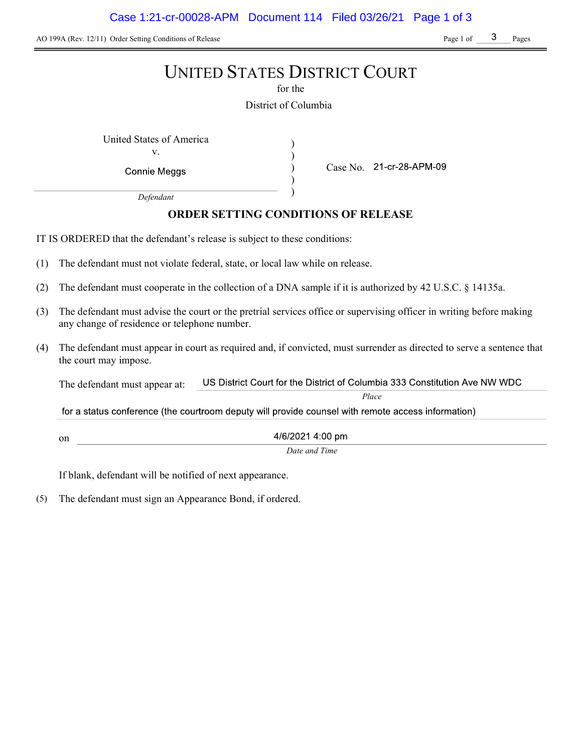AO 199A (Rev. 12/11) Order Setting Conditions of Release

# UNITED STATES DISTRICT COURT

for the

District of Columbia

United States of America
v.
Connie Meggs
*Defendant*

Case No. 21-cr-28-APM-09

## ORDER SETTING CONDITIONS OF RELEASE

IT IS ORDERED that the defendant's release is subject to these conditions:

(1) The defendant must not violate federal, state, or local law while on release.

(2) The defendant must cooperate in the collection of a DNA sample if it is authorized by 42 U.S.C. § 14135a.

(3) The defendant must advise the court or the pretrial services office or supervising officer in writing before making any change of residence or telephone number.

(4) The defendant must appear in court as required and, if convicted, must surrender as directed to serve a sentence that the court may impose.

The defendant must appear at: US District Court for the District of Columbia 333 Constitution Ave NW WDC
*Place*

for a status conference (the courtroom deputy will provide counsel with remote access information)

on 4/6/2021 4:00 pm
*Date and Time*

If blank, defendant will be notified of next appearance.

(5) The defendant must sign an Appearance Bond, if ordered.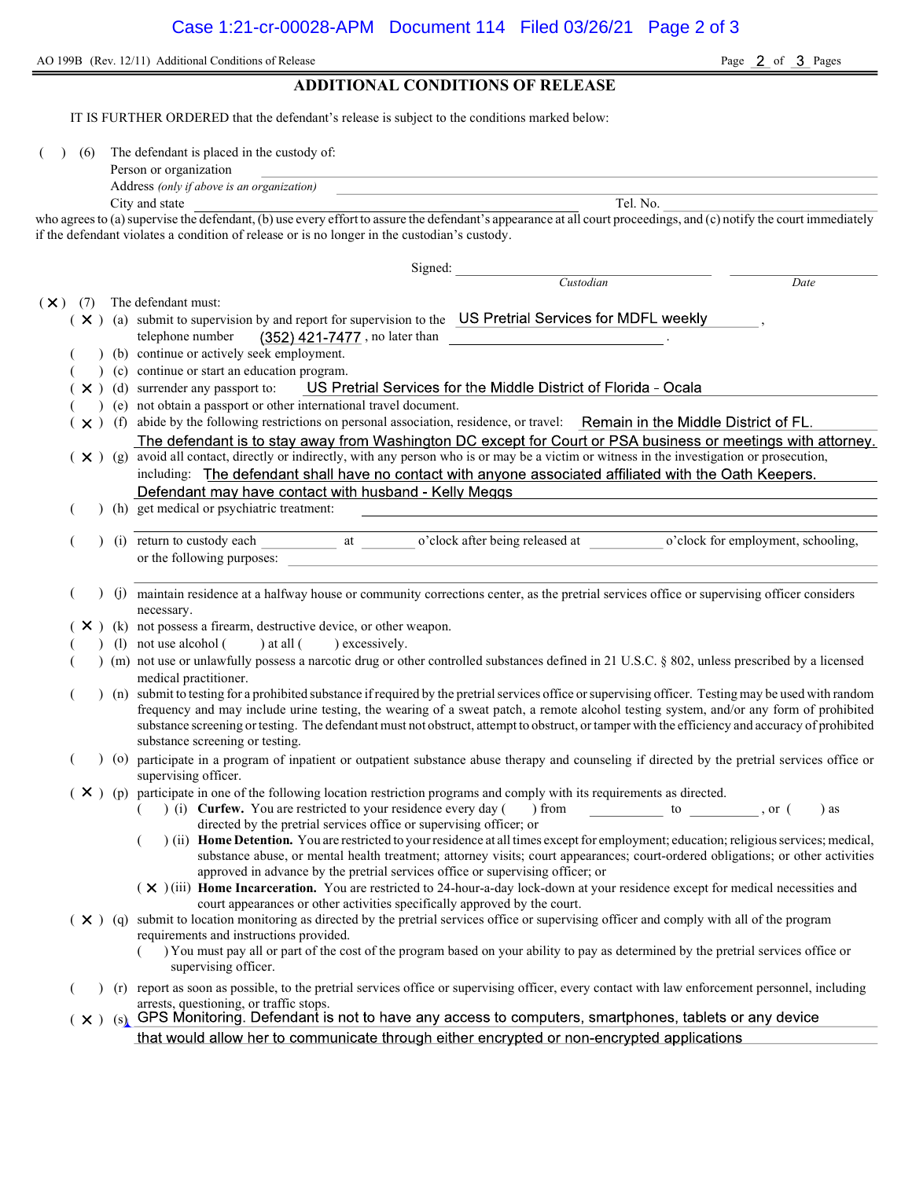AO 199B (Rev. 12/11) Additional Conditions of Release

## ADDITIONAL CONDITIONS OF RELEASE

IT IS FURTHER ORDERED that the defendant's release is subject to the conditions marked below:

( ) (6) The defendant is placed in the custody of:

Person or organization ______________________________

Address *(only if above is an organization)* ______________________________

City and state ______________________________ Tel. No. ______________

who agrees to (a) supervise the defendant, (b) use every effort to assure the defendant's appearance at all court proceedings, and (c) notify the court immediately if the defendant violates a condition of release or is no longer in the custodian's custody.

Signed: ______________________________ ______________

*Custodian* *Date*

(X) (7) The defendant must:

- ( X ) (a) submit to supervision by and report for supervision to the US Pretrial Services for MDFL weekly, telephone number (352) 421-7477, no later than ______________.
- ( ) (b) continue or actively seek employment.
- ( ) (c) continue or start an education program.
- ( X ) (d) surrender any passport to: US Pretrial Services for the Middle District of Florida - Ocala
- ( ) (e) not obtain a passport or other international travel document.
- ( X ) (f) abide by the following restrictions on personal association, residence, or travel: Remain in the Middle District of FL. The defendant is to stay away from Washington DC except for Court or PSA business or meetings with attorney.
- ( X ) (g) avoid all contact, directly or indirectly, with any person who is or may be a victim or witness in the investigation or prosecution, including: The defendant shall have no contact with anyone associated affiliated with the Oath Keepers. Defendant may have contact with husband - Kelly Meggs
- ( ) (h) get medical or psychiatric treatment: ______________________________
- ( ) (i) return to custody each __________ at ________ o'clock after being released at __________ o'clock for employment, schooling, or the following purposes: ______________________________
- ( ) (j) maintain residence at a halfway house or community corrections center, as the pretrial services office or supervising officer considers necessary.
- ( X ) (k) not possess a firearm, destructive device, or other weapon.
- ( ) (l) not use alcohol ( ) at all ( ) excessively.
- ( ) (m) not use or unlawfully possess a narcotic drug or other controlled substances defined in 21 U.S.C. § 802, unless prescribed by a licensed medical practitioner.
- ( ) (n) submit to testing for a prohibited substance if required by the pretrial services office or supervising officer. Testing may be used with random frequency and may include urine testing, the wearing of a sweat patch, a remote alcohol testing system, and/or any form of prohibited substance screening or testing. The defendant must not obstruct, attempt to obstruct, or tamper with the efficiency and accuracy of prohibited substance screening or testing.
- ( ) (o) participate in a program of inpatient or outpatient substance abuse therapy and counseling if directed by the pretrial services office or supervising officer.
- ( X ) (p) participate in one of the following location restriction programs and comply with its requirements as directed.
  - ( ) (i) **Curfew.** You are restricted to your residence every day ( ) from __________ to __________, or ( ) as directed by the pretrial services office or supervising officer; or
  - ( ) (ii) **Home Detention.** You are restricted to your residence at all times except for employment; education; religious services; medical, substance abuse, or mental health treatment; attorney visits; court appearances; court-ordered obligations; or other activities approved in advance by the pretrial services office or supervising officer; or
  - ( X ) (iii) **Home Incarceration.** You are restricted to 24-hour-a-day lock-down at your residence except for medical necessities and court appearances or other activities specifically approved by the court.
- ( X ) (q) submit to location monitoring as directed by the pretrial services office or supervising officer and comply with all of the program requirements and instructions provided.
  - ( ) You must pay all or part of the cost of the program based on your ability to pay as determined by the pretrial services office or supervising officer.
- ( ) (r) report as soon as possible, to the pretrial services office or supervising officer, every contact with law enforcement personnel, including arrests, questioning, or traffic stops.
- ( X ) (s) GPS Monitoring. Defendant is not to have any access to computers, smartphones, tablets or any device that would allow her to communicate through either encrypted or non-encrypted applications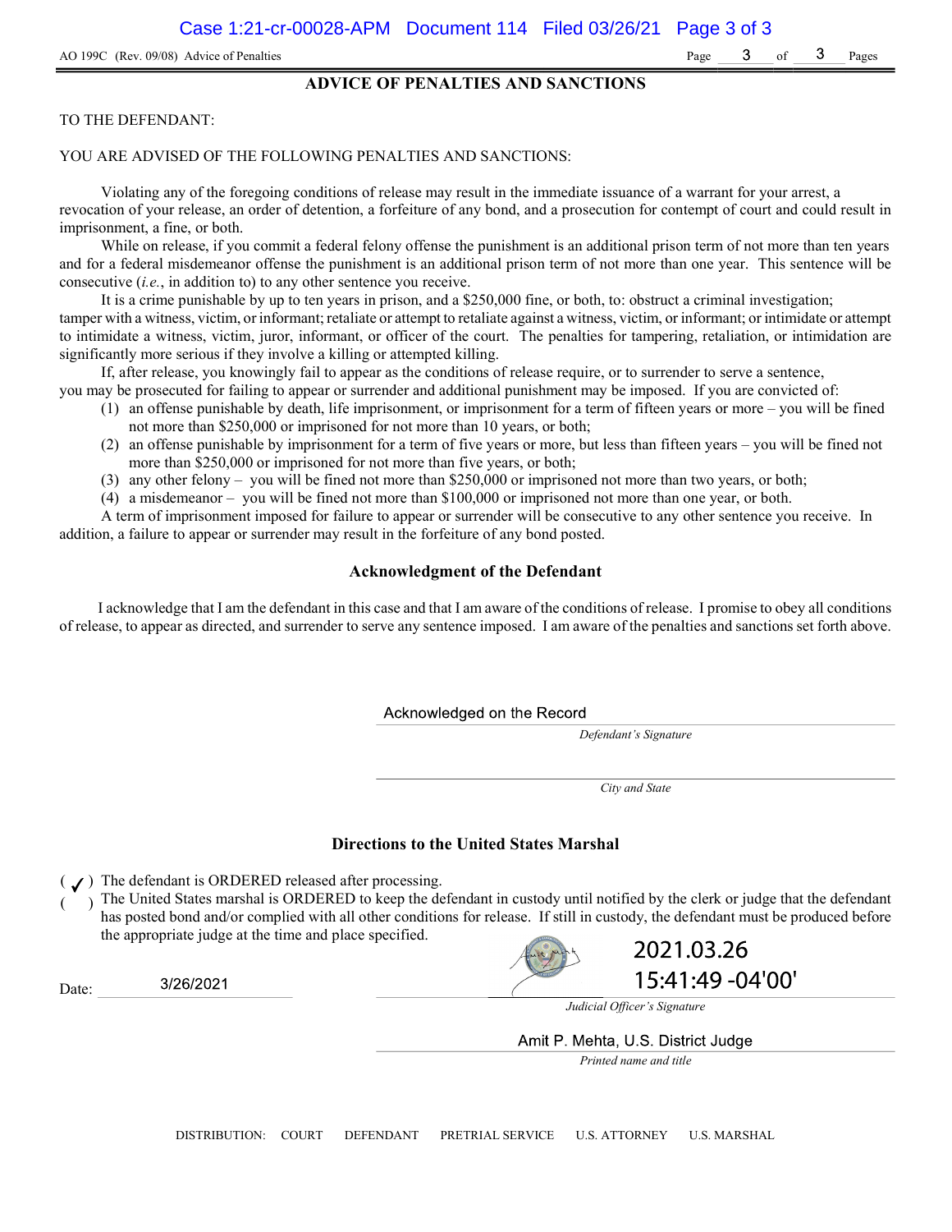AO 199C (Rev. 09/08) Advice of Penalties Page 3 of 3 Pages

## ADVICE OF PENALTIES AND SANCTIONS

TO THE DEFENDANT:

YOU ARE ADVISED OF THE FOLLOWING PENALTIES AND SANCTIONS:

Violating any of the foregoing conditions of release may result in the immediate issuance of a warrant for your arrest, a revocation of your release, an order of detention, a forfeiture of any bond, and a prosecution for contempt of court and could result in imprisonment, a fine, or both.

While on release, if you commit a federal felony offense the punishment is an additional prison term of not more than ten years and for a federal misdemeanor offense the punishment is an additional prison term of not more than one year. This sentence will be consecutive (*i.e.*, in addition to) to any other sentence you receive.

It is a crime punishable by up to ten years in prison, and a $250,000 fine, or both, to: obstruct a criminal investigation; tamper with a witness, victim, or informant; retaliate or attempt to retaliate against a witness, victim, or informant; or intimidate or attempt to intimidate a witness, victim, juror, informant, or officer of the court. The penalties for tampering, retaliation, or intimidation are significantly more serious if they involve a killing or attempted killing.

If, after release, you knowingly fail to appear as the conditions of release require, or to surrender to serve a sentence, you may be prosecuted for failing to appear or surrender and additional punishment may be imposed. If you are convicted of:

(1) an offense punishable by death, life imprisonment, or imprisonment for a term of fifteen years or more – you will be fined not more than $250,000 or imprisoned for not more than 10 years, or both;
(2) an offense punishable by imprisonment for a term of five years or more, but less than fifteen years – you will be fined not more than $250,000 or imprisoned for not more than five years, or both;
(3) any other felony – you will be fined not more than $250,000 or imprisoned not more than two years, or both;
(4) a misdemeanor – you will be fined not more than $100,000 or imprisoned not more than one year, or both.

A term of imprisonment imposed for failure to appear or surrender will be consecutive to any other sentence you receive. In addition, a failure to appear or surrender may result in the forfeiture of any bond posted.

### Acknowledgment of the Defendant

I acknowledge that I am the defendant in this case and that I am aware of the conditions of release. I promise to obey all conditions of release, to appear as directed, and surrender to serve any sentence imposed. I am aware of the penalties and sanctions set forth above.

Acknowledged on the Record
*Defendant's Signature*

*City and State*

### Directions to the United States Marshal

( ✓ ) The defendant is ORDERED released after processing.
(   ) The United States marshal is ORDERED to keep the defendant in custody until notified by the clerk or judge that the defendant has posted bond and/or complied with all other conditions for release. If still in custody, the defendant must be produced before the appropriate judge at the time and place specified.

Date: 3/26/2021

2021.03.26 15:41:49 -04'00'
*Judicial Officer's Signature*

Amit P. Mehta, U.S. District Judge
*Printed name and title*

DISTRIBUTION: COURT DEFENDANT PRETRIAL SERVICE U.S. ATTORNEY U.S. MARSHAL